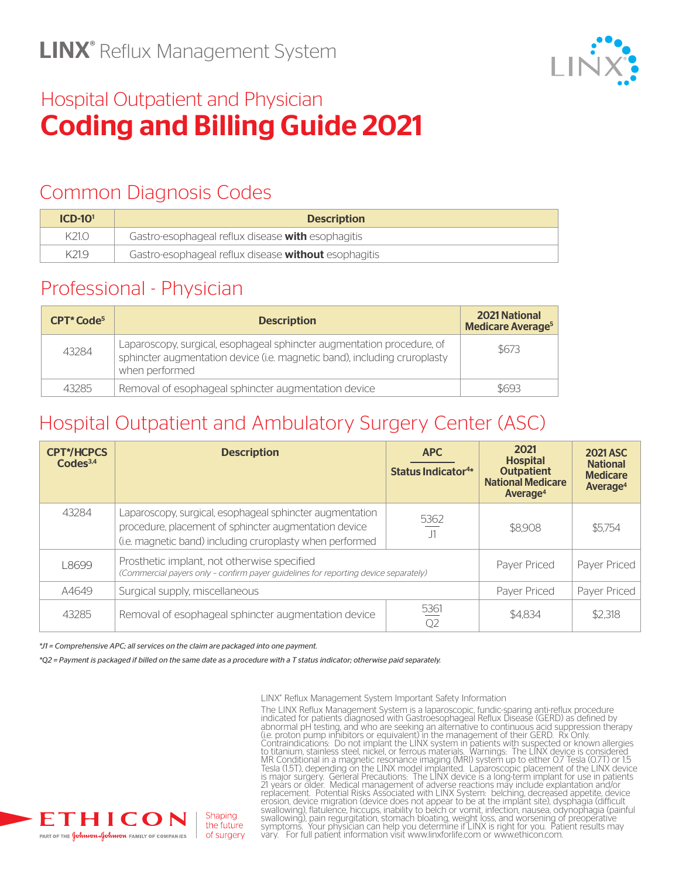# LINX® Reflux Management System

## Hospital Outpatient and Physician

# Coding and Billing Guide 2021

## Common Diagnosis Codes

| ICD-10[1] | Description |
|---|---|
| K21.0 | Gastro-esophageal reflux disease **with** esophagitis |
| K21.9 | Gastro-esophageal reflux disease **without** esophagitis |

## Professional - Physician

| CPT* Code[5] | Description | 2021 National Medicare Average[5] |
|---|---|---|
| 43284 | Laparoscopy, surgical, esophageal sphincter augmentation procedure, of sphincter augmentation device (i.e. magnetic band), including cruroplasty when performed | $673 |
| 43285 | Removal of esophageal sphincter augmentation device | $693 |

## Hospital Outpatient and Ambulatory Surgery Center (ASC)

| CPT*/HCPCS Codes[3,4] | Description | APC / Status Indicator[4]* | 2021 Hospital Outpatient National Medicare Average[4] | 2021 ASC National Medicare Average[4] |
|---|---|---|---|---|
| 43284 | Laparoscopy, surgical, esophageal sphincter augmentation procedure, placement of sphincter augmentation device (i.e. magnetic band) including cruroplasty when performed | 5362 / J1 | $8,908 | $5,754 |
| L8699 | Prosthetic implant, not otherwise specified *(Commercial payers only – confirm payer guidelines for reporting device separately)* | | Payer Priced | Payer Priced |
| A4649 | Surgical supply, miscellaneous | | Payer Priced | Payer Priced |
| 43285 | Removal of esophageal sphincter augmentation device | 5361 / Q2 | $4,834 | $2,318 |

*\*J1 = Comprehensive APC; all services on the claim are packaged into one payment.*

*\*Q2 = Payment is packaged if billed on the same date as a procedure with a T status indicator; otherwise paid separately.*

LINX® Reflux Management System Important Safety Information

The LINX Reflux Management System is a laparoscopic, fundic-sparing anti-reflux procedure indicated for patients diagnosed with Gastroesophageal Reflux Disease (GERD) as defined by abnormal pH testing, and who are seeking an alternative to continuous acid suppression therapy (i.e. proton pump inhibitors or equivalent) in the management of their GERD. Rx Only. Contraindications: Do not implant the LINX system in patients with suspected or known allergies to titanium, stainless steel, nickel, or ferrous materials. Warnings: The LINX device is considered MR Conditional in a magnetic resonance imaging (MRI) system up to either 0.7 Tesla (0.7T) or 1.5 Tesla (1.5T), depending on the LINX model implanted. Laparoscopic placement of the LINX device is major surgery. General Precautions: The LINX device is a long-term implant for use in patients 21 years or older. Medical management of adverse reactions may include explantation and/or replacement. Potential Risks Associated with LINX System: belching, decreased appetite, device erosion, device migration (device does not appear to be at the implant site), dysphagia (difficult swallowing), flatulence, hiccups, inability to belch or vomit, infection, nausea, odynophagia (painful swallowing), pain regurgitation, stomach bloating, weight loss, and worsening of preoperative symptoms. Your physician can help you determine if LINX is right for you. Patient results may vary. For full patient information visit www.linxforlife.com or www.ethicon.com.

ETHICON — PART OF THE Johnson & Johnson FAMILY OF COMPANIES — Shaping the future of surgery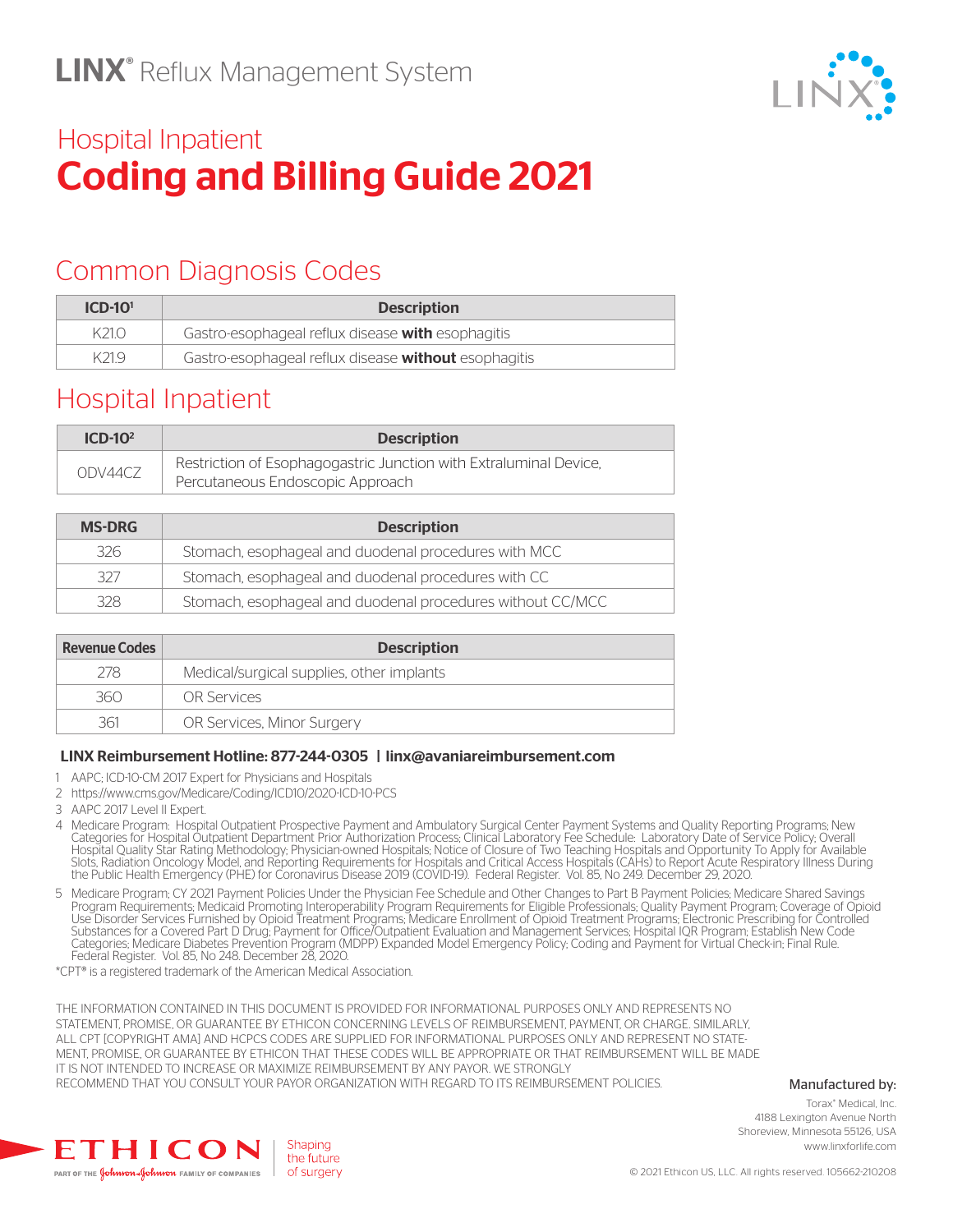# LINX® Reflux Management System

## Hospital Inpatient
# Coding and Billing Guide 2021

## Common Diagnosis Codes

| ICD-10[1] | Description |
|---|---|
| K21.0 | Gastro-esophageal reflux disease **with** esophagitis |
| K21.9 | Gastro-esophageal reflux disease **without** esophagitis |

## Hospital Inpatient

| ICD-10[2] | Description |
|---|---|
| 0DV44CZ | Restriction of Esophagogastric Junction with Extraluminal Device, Percutaneous Endoscopic Approach |

| MS-DRG | Description |
|---|---|
| 326 | Stomach, esophageal and duodenal procedures with MCC |
| 327 | Stomach, esophageal and duodenal procedures with CC |
| 328 | Stomach, esophageal and duodenal procedures without CC/MCC |

| Revenue Codes | Description |
|---|---|
| 278 | Medical/surgical supplies, other implants |
| 360 | OR Services |
| 361 | OR Services, Minor Surgery |

**LINX Reimbursement Hotline: 877-244-0305 | linx@avaniareimbursement.com**

1. AAPC; ICD-10-CM 2017 Expert for Physicians and Hospitals
2. https://www.cms.gov/Medicare/Coding/ICD10/2020-ICD-10-PCS
3. AAPC 2017 Level II Expert.
4. Medicare Program: Hospital Outpatient Prospective Payment and Ambulatory Surgical Center Payment Systems and Quality Reporting Programs; New Categories for Hospital Outpatient Department Prior Authorization Process; Clinical Laboratory Fee Schedule: Laboratory Date of Service Policy; Overall Hospital Quality Star Rating Methodology; Physician-owned Hospitals; Notice of Closure of Two Teaching Hospitals and Opportunity To Apply for Available Slots, Radiation Oncology Model, and Reporting Requirements for Hospitals and Critical Access Hospitals (CAHs) to Report Acute Respiratory Illness During the Public Health Emergency (PHE) for Coronavirus Disease 2019 (COVID-19). Federal Register. Vol. 85, No 249. December 29, 2020.
5. Medicare Program; CY 2021 Payment Policies Under the Physician Fee Schedule and Other Changes to Part B Payment Policies; Medicare Shared Savings Program Requirements; Medicaid Promoting Interoperability Program Requirements for Eligible Professionals; Quality Payment Program; Coverage of Opioid Use Disorder Services Furnished by Opioid Treatment Programs; Medicare Enrollment of Opioid Treatment Programs; Electronic Prescribing for Controlled Substances for a Covered Part D Drug; Payment for Office/Outpatient Evaluation and Management Services; Hospital IQR Program; Establish New Code Categories; Medicare Diabetes Prevention Program (MDPP) Expanded Model Emergency Policy; Coding and Payment for Virtual Check-in; Final Rule. Federal Register. Vol. 85, No 248. December 28, 2020.

*CPT® is a registered trademark of the American Medical Association.

THE INFORMATION CONTAINED IN THIS DOCUMENT IS PROVIDED FOR INFORMATIONAL PURPOSES ONLY AND REPRESENTS NO STATEMENT, PROMISE, OR GUARANTEE BY ETHICON CONCERNING LEVELS OF REIMBURSEMENT, PAYMENT, OR CHARGE. SIMILARLY, ALL CPT [COPYRIGHT AMA] AND HCPCS CODES ARE SUPPLIED FOR INFORMATIONAL PURPOSES ONLY AND REPRESENT NO STATEMENT, PROMISE, OR GUARANTEE BY ETHICON THAT THESE CODES WILL BE APPROPRIATE OR THAT REIMBURSEMENT WILL BE MADE IT IS NOT INTENDED TO INCREASE OR MAXIMIZE REIMBURSEMENT BY ANY PAYOR. WE STRONGLY RECOMMEND THAT YOU CONSULT YOUR PAYOR ORGANIZATION WITH REGARD TO ITS REIMBURSEMENT POLICIES.

**Manufactured by:**

Torax® Medical, Inc.
4188 Lexington Avenue North
Shoreview, Minnesota 55126, USA
www.linxforlife.com

ETHICON — PART OF THE Johnson & Johnson FAMILY OF COMPANIES | Shaping the future of surgery

© 2021 Ethicon US, LLC. All rights reserved. 105662-210208